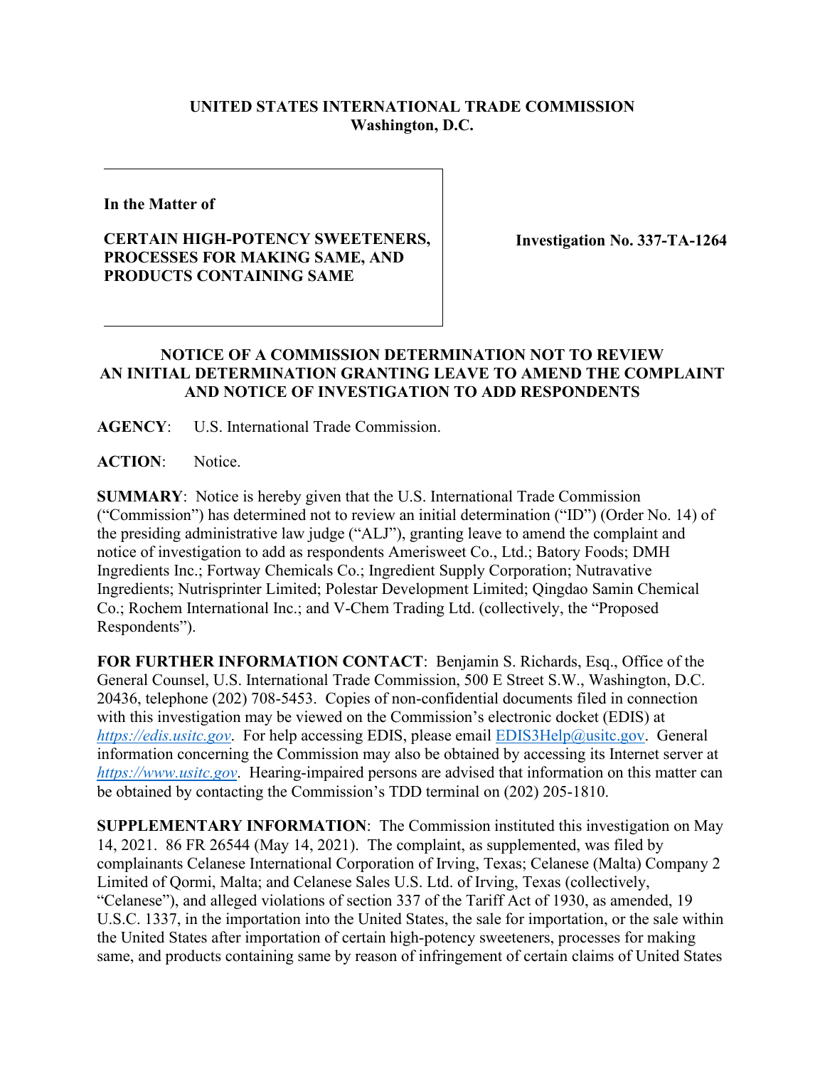**UNITED STATES INTERNATIONAL TRADE COMMISSION**
**Washington, D.C.**

| In the Matter of<br><br>**CERTAIN HIGH-POTENCY SWEETENERS, PROCESSES FOR MAKING SAME, AND PRODUCTS CONTAINING SAME** | **Investigation No. 337-TA-1264** |
|---|---|

**NOTICE OF A COMMISSION DETERMINATION NOT TO REVIEW AN INITIAL DETERMINATION GRANTING LEAVE TO AMEND THE COMPLAINT AND NOTICE OF INVESTIGATION TO ADD RESPONDENTS**

**AGENCY**: U.S. International Trade Commission.

**ACTION**: Notice.

**SUMMARY**: Notice is hereby given that the U.S. International Trade Commission ("Commission") has determined not to review an initial determination ("ID") (Order No. 14) of the presiding administrative law judge ("ALJ"), granting leave to amend the complaint and notice of investigation to add as respondents Amerisweet Co., Ltd.; Batory Foods; DMH Ingredients Inc.; Fortway Chemicals Co.; Ingredient Supply Corporation; Nutravative Ingredients; Nutrisprinter Limited; Polestar Development Limited; Qingdao Samin Chemical Co.; Rochem International Inc.; and V-Chem Trading Ltd. (collectively, the "Proposed Respondents").

**FOR FURTHER INFORMATION CONTACT**: Benjamin S. Richards, Esq., Office of the General Counsel, U.S. International Trade Commission, 500 E Street S.W., Washington, D.C. 20436, telephone (202) 708-5453. Copies of non-confidential documents filed in connection with this investigation may be viewed on the Commission's electronic docket (EDIS) at *https://edis.usitc.gov*. For help accessing EDIS, please email EDIS3Help@usitc.gov. General information concerning the Commission may also be obtained by accessing its Internet server at *https://www.usitc.gov*. Hearing-impaired persons are advised that information on this matter can be obtained by contacting the Commission's TDD terminal on (202) 205-1810.

**SUPPLEMENTARY INFORMATION**: The Commission instituted this investigation on May 14, 2021. 86 FR 26544 (May 14, 2021). The complaint, as supplemented, was filed by complainants Celanese International Corporation of Irving, Texas; Celanese (Malta) Company 2 Limited of Qormi, Malta; and Celanese Sales U.S. Ltd. of Irving, Texas (collectively, "Celanese"), and alleged violations of section 337 of the Tariff Act of 1930, as amended, 19 U.S.C. 1337, in the importation into the United States, the sale for importation, or the sale within the United States after importation of certain high-potency sweeteners, processes for making same, and products containing same by reason of infringement of certain claims of United States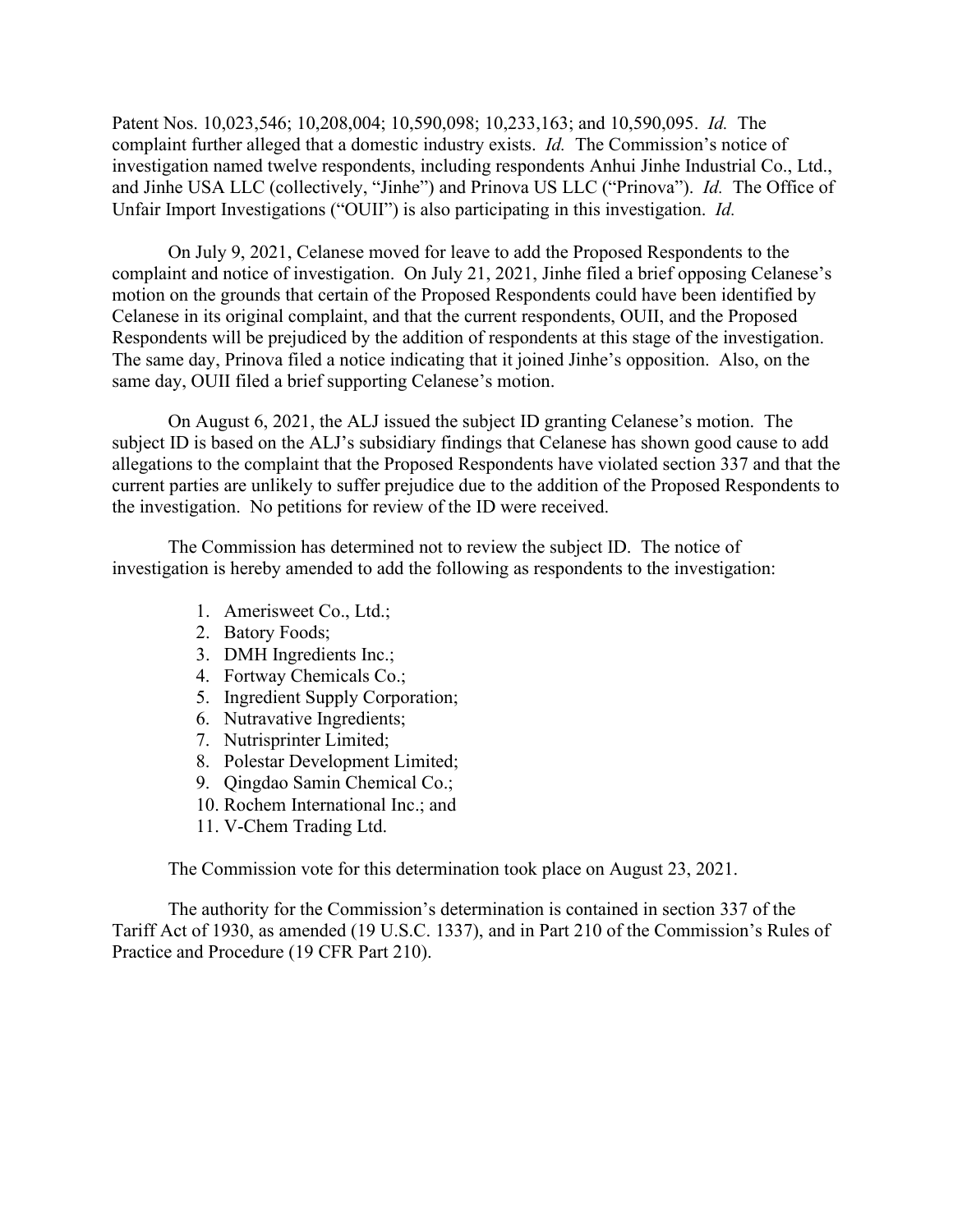Patent Nos. 10,023,546; 10,208,004; 10,590,098; 10,233,163; and 10,590,095. *Id.* The complaint further alleged that a domestic industry exists. *Id.* The Commission's notice of investigation named twelve respondents, including respondents Anhui Jinhe Industrial Co., Ltd., and Jinhe USA LLC (collectively, "Jinhe") and Prinova US LLC ("Prinova"). *Id.* The Office of Unfair Import Investigations ("OUII") is also participating in this investigation. *Id.*

On July 9, 2021, Celanese moved for leave to add the Proposed Respondents to the complaint and notice of investigation. On July 21, 2021, Jinhe filed a brief opposing Celanese's motion on the grounds that certain of the Proposed Respondents could have been identified by Celanese in its original complaint, and that the current respondents, OUII, and the Proposed Respondents will be prejudiced by the addition of respondents at this stage of the investigation. The same day, Prinova filed a notice indicating that it joined Jinhe's opposition. Also, on the same day, OUII filed a brief supporting Celanese's motion.

On August 6, 2021, the ALJ issued the subject ID granting Celanese's motion. The subject ID is based on the ALJ's subsidiary findings that Celanese has shown good cause to add allegations to the complaint that the Proposed Respondents have violated section 337 and that the current parties are unlikely to suffer prejudice due to the addition of the Proposed Respondents to the investigation. No petitions for review of the ID were received.

The Commission has determined not to review the subject ID. The notice of investigation is hereby amended to add the following as respondents to the investigation:

1. Amerisweet Co., Ltd.;
2. Batory Foods;
3. DMH Ingredients Inc.;
4. Fortway Chemicals Co.;
5. Ingredient Supply Corporation;
6. Nutravative Ingredients;
7. Nutrisprinter Limited;
8. Polestar Development Limited;
9. Qingdao Samin Chemical Co.;
10. Rochem International Inc.; and
11. V-Chem Trading Ltd.

The Commission vote for this determination took place on August 23, 2021.

The authority for the Commission's determination is contained in section 337 of the Tariff Act of 1930, as amended (19 U.S.C. 1337), and in Part 210 of the Commission's Rules of Practice and Procedure (19 CFR Part 210).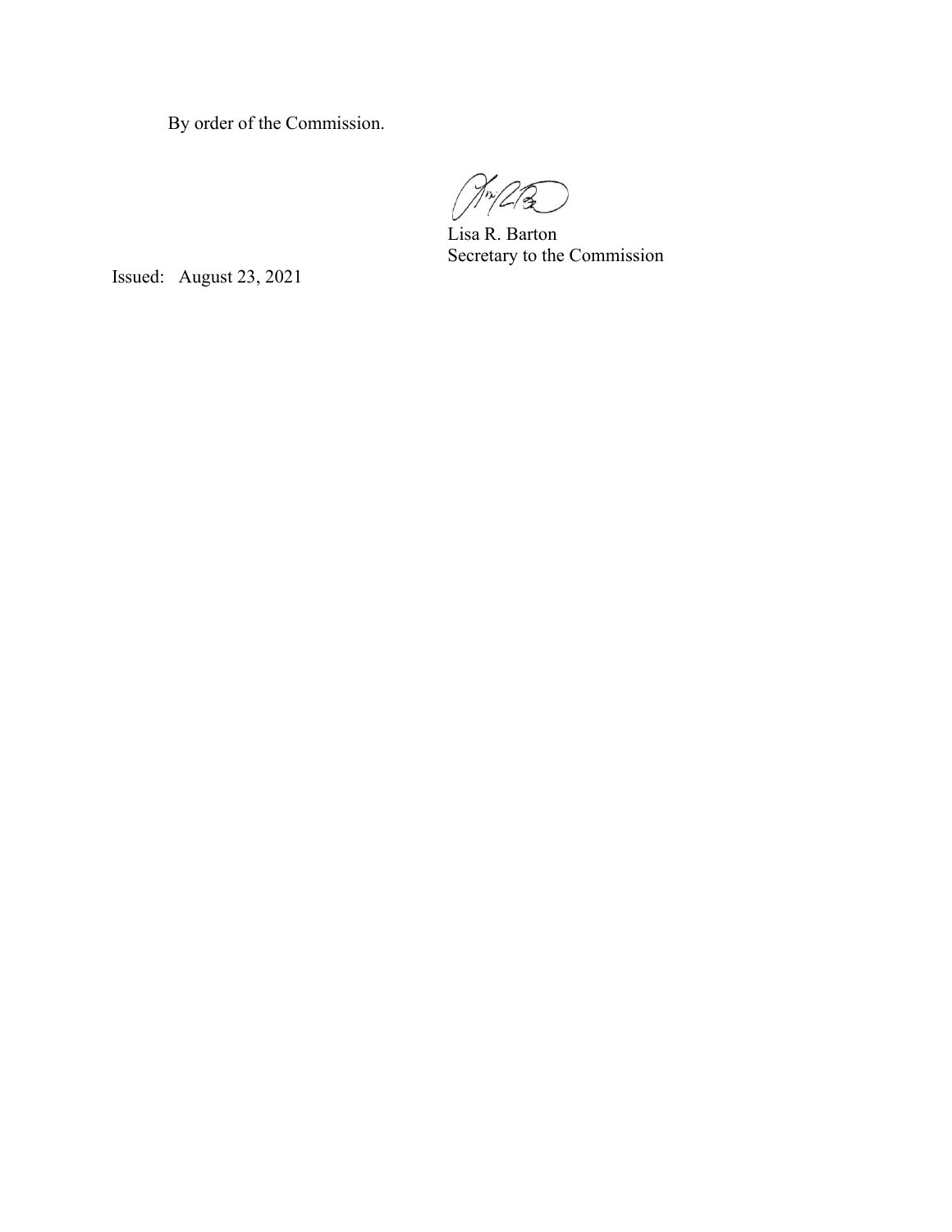By order of the Commission.

Lisa R. Barton
Secretary to the Commission

Issued: August 23, 2021